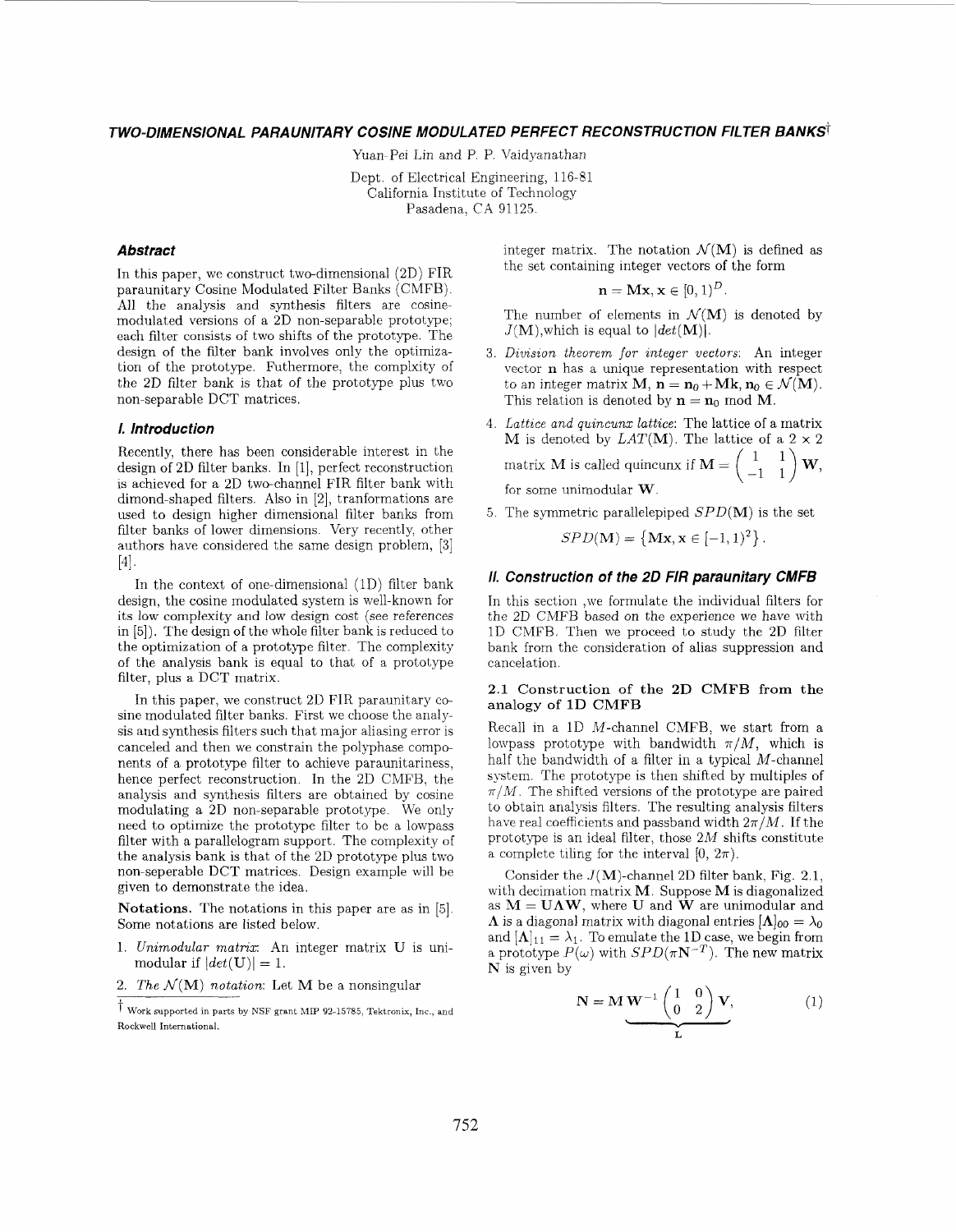# TWO-DIMENSIONAL PARAUNITARY COSINE MODULATED PERFECT RECONSTRUCTION FILTER BANKS†

Yuan-Pei Lin and P. P. Vaidyanathan

Dept. of Electrical Engineering, 116-81
California Institute of Technology
Pasadena, CA 91125.

### Abstract

In this paper, we construct two-dimensional (2D) FIR paraunitary Cosine Modulated Filter Banks (CMFB). All the analysis and synthesis filters are cosine-modulated versions of a 2D non-separable prototype; each filter consists of two shifts of the prototype. The design of the filter bank involves only the optimization of the prototype. Futhermore, the complxity of the 2D filter bank is that of the prototype plus two non-separable DCT matrices.

### I. Introduction

Recently, there has been considerable interest in the design of 2D filter banks. In [1], perfect reconstruction is achieved for a 2D two-channel FIR filter bank with dimond-shaped filters. Also in [2], tranformations are used to design higher dimensional filter banks from filter banks of lower dimensions. Very recently, other authors have considered the same design problem, [3] [4].

In the context of one-dimensional (1D) filter bank design, the cosine modulated system is well-known for its low complexity and low design cost (see references in [5]). The design of the whole filter bank is reduced to the optimization of a prototype filter. The complexity of the analysis bank is equal to that of a prototype filter, plus a DCT matrix.

In this paper, we construct 2D FIR paraunitary cosine modulated filter banks. First we choose the analysis and synthesis filters such that major aliasing error is canceled and then we constrain the polyphase components of a prototype filter to achieve paraunitariness, hence perfect reconstruction. In the 2D CMFB, the analysis and synthesis filters are obtained by cosine modulating a 2D non-separable prototype. We only need to optimize the prototype filter to be a lowpass filter with a parallelogram support. The complexity of the analysis bank is that of the 2D prototype plus two non-seperable DCT matrices. Design example will be given to demonstrate the idea.

**Notations.** The notations in this paper are as in [5]. Some notations are listed below.

1. *Unimodular matrix*: An integer matrix $\mathbf{U}$ is unimodular if $|det(\mathbf{U})| = 1$.
2. *The $\mathcal{N}(\mathbf{M})$ notation*: Let $\mathbf{M}$ be a nonsingular integer matrix. The notation $\mathcal{N}(\mathbf{M})$ is defined as the set containing integer vectors of the form
$$\mathbf{n} = \mathbf{M}\mathbf{x}, \mathbf{x} \in [0,1)^D.$$
The number of elements in $\mathcal{N}(\mathbf{M})$ is denoted by $J(\mathbf{M})$,which is equal to $|det(\mathbf{M})|$.
3. *Division theorem for integer vectors*: An integer vector $\mathbf{n}$ has a unique representation with respect to an integer matrix $\mathbf{M}$, $\mathbf{n} = \mathbf{n}_0 + \mathbf{M}\mathbf{k}, \mathbf{n}_0 \in \mathcal{N}(\mathbf{M})$. This relation is denoted by $\mathbf{n} = \mathbf{n}_0 \bmod \mathbf{M}$.
4. *Lattice and quincunx lattice*: The lattice of a matrix $\mathbf{M}$ is denoted by $LAT(\mathbf{M})$. The lattice of a $2 \times 2$ matrix $\mathbf{M}$ is called quincunx if $\mathbf{M} = \begin{pmatrix} 1 & 1 \\ -1 & 1 \end{pmatrix} \mathbf{W}$, for some unimodular $\mathbf{W}$.
5. The symmetric parallelepiped $SPD(\mathbf{M})$ is the set
$$SPD(\mathbf{M}) = \left\{ \mathbf{M}\mathbf{x}, \mathbf{x} \in [-1,1)^2 \right\}.$$

### II. Construction of the 2D FIR paraunitary CMFB

In this section ,we formulate the individual filters for the 2D CMFB based on the experience we have with 1D CMFB. Then we proceed to study the 2D filter bank from the consideration of alias suppression and cancelation.

#### 2.1 Construction of the 2D CMFB from the analogy of 1D CMFB

Recall in a 1D $M$-channel CMFB, we start from a lowpass prototype with bandwidth $\pi/M$, which is half the bandwidth of a filter in a typical $M$-channel system. The prototype is then shifted by multiples of $\pi/M$. The shifted versions of the prototype are paired to obtain analysis filters. The resulting analysis filters have real coefficients and passband width $2\pi/M$. If the prototype is an ideal filter, those $2M$ shifts constitute a complete tiling for the interval $[0, 2\pi)$.

Consider the $J(\mathbf{M})$-channel 2D filter bank, Fig. 2.1, with decimation matrix $\mathbf{M}$. Suppose $\mathbf{M}$ is diagonalized as $\mathbf{M} = \mathbf{U}\mathbf{\Lambda}\mathbf{W}$, where $\mathbf{U}$ and $\mathbf{W}$ are unimodular and $\mathbf{\Lambda}$ is a diagonal matrix with diagonal entries $[\mathbf{\Lambda}]_{00} = \lambda_0$ and $[\mathbf{\Lambda}]_{11} = \lambda_1$. To emulate the 1D case, we begin from a prototype $P(\omega)$ with $SPD(\pi\mathbf{N}^{-T})$. The new matrix $\mathbf{N}$ is given by

$$\mathbf{N} = \underbrace{\mathbf{M}\,\mathbf{W}^{-1}\begin{pmatrix} 1 & 0 \\ 0 & 2 \end{pmatrix}\mathbf{V}}_{\mathbf{L}}, \tag{1}$$

† Work supported in parts by NSF grant MIP 92-15785, Tektronix, Inc., and Rockwell International.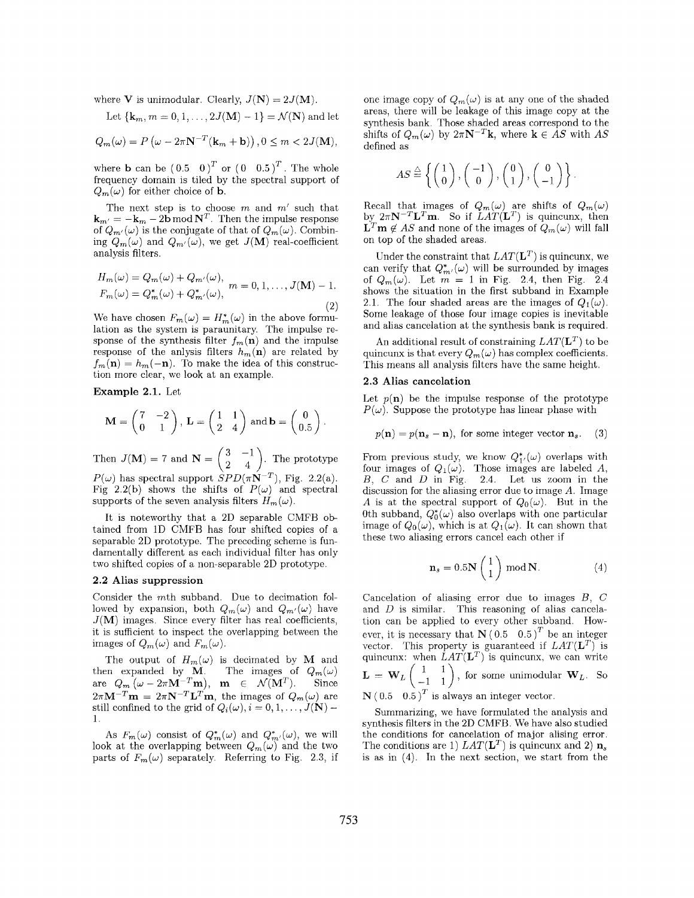where $\mathbf{V}$ is unimodular. Clearly, $J(\mathbf{N}) = 2J(\mathbf{M})$.

Let $\{\mathbf{k}_m, m = 0, 1, \ldots, 2J(\mathbf{M}) - 1\} = \mathcal{N}(\mathbf{N})$ and let

$$Q_m(\omega) = P\left(\omega - 2\pi\mathbf{N}^{-T}(\mathbf{k}_m + \mathbf{b})\right), 0 \leq m < 2J(\mathbf{M}),$$

where $\mathbf{b}$ can be $(0.5 \quad 0)^T$ or $(0 \quad 0.5)^T$. The whole frequency domain is tiled by the spectral support of $Q_m(\omega)$ for either choice of $\mathbf{b}$.

The next step is to choose $m$ and $m'$ such that $\mathbf{k}_{m'} = -\mathbf{k}_m - 2\mathbf{b} \bmod \mathbf{N}^T$. Then the impulse response of $Q_{m'}(\omega)$ is the conjugate of that of $Q_m(\omega)$. Combining $Q_m(\omega)$ and $Q_{m'}(\omega)$, we get $J(\mathbf{M})$ real-coefficient analysis filters.

$$\begin{aligned} H_m(\omega) &= Q_m(\omega) + Q_{m'}(\omega), \\ F_m(\omega) &= Q_m^*(\omega) + Q_{m'}^*(\omega), \end{aligned} \quad m = 0, 1, \ldots, J(\mathbf{M}) - 1. \tag{2}$$

We have chosen $F_m(\omega) = H_m^*(\omega)$ in the above formulation as the system is paraunitary. The impulse response of the synthesis filter $f_m(\mathbf{n})$ and the impulse response of the anlysis filters $h_m(\mathbf{n})$ are related by $f_m(\mathbf{n}) = h_m(-\mathbf{n})$. To make the idea of this construction more clear, we look at an example.

**Example 2.1.** Let

$$\mathbf{M} = \begin{pmatrix} 7 & -2 \\ 0 & 1 \end{pmatrix}, \mathbf{L} = \begin{pmatrix} 1 & 1 \\ 2 & 4 \end{pmatrix} \text{ and } \mathbf{b} = \begin{pmatrix} 0 \\ 0.5 \end{pmatrix}.$$

Then $J(\mathbf{M}) = 7$ and $\mathbf{N} = \begin{pmatrix} 3 & -1 \\ 2 & 4 \end{pmatrix}$. The prototype $P(\omega)$ has spectral support $SPD(\pi\mathbf{N}^{-T})$, Fig. 2.2(a). Fig 2.2(b) shows the shifts of $P(\omega)$ and spectral supports of the seven analysis filters $H_m(\omega)$.

It is noteworthy that a 2D separable CMFB obtained from 1D CMFB has four shifted copies of a separable 2D prototype. The preceding scheme is fundamentally different as each individual filter has only two shifted copies of a non-separable 2D prototype.

### 2.2 Alias suppression

Consider the $m$th subband. Due to decimation followed by expansion, both $Q_m(\omega)$ and $Q_{m'}(\omega)$ have $J(\mathbf{M})$ images. Since every filter has real coefficients, it is sufficient to inspect the overlapping between the images of $Q_m(\omega)$ and $F_m(\omega)$.

The output of $H_m(\omega)$ is decimated by $\mathbf{M}$ and then expanded by $\mathbf{M}$. The images of $Q_m(\omega)$ are $Q_m\left(\omega - 2\pi\mathbf{M}^{-T}\mathbf{m}\right)$, $\mathbf{m} \in \mathcal{N}(\mathbf{M}^T)$. Since $2\pi\mathbf{M}^{-T}\mathbf{m} = 2\pi\mathbf{N}^{-T}\mathbf{L}^T\mathbf{m}$, the images of $Q_m(\omega)$ are still confined to the grid of $Q_i(\omega), i = 0, 1, \ldots, J(\mathbf{N}) - 1$.

As $F_m(\omega)$ consist of $Q_m^*(\omega)$ and $Q_{m'}^*(\omega)$, we will look at the overlapping between $Q_m(\omega)$ and the two parts of $F_m(\omega)$ separately. Referring to Fig. 2.3, if one image copy of $Q_m(\omega)$ is at any one of the shaded areas, there will be leakage of this image copy at the synthesis bank. Those shaded areas correspond to the shifts of $Q_m(\omega)$ by $2\pi\mathbf{N}^{-T}\mathbf{k}$, where $\mathbf{k} \in AS$ with $AS$ defined as

$$AS \triangleq \left\{ \begin{pmatrix} 1 \\ 0 \end{pmatrix}, \begin{pmatrix} -1 \\ 0 \end{pmatrix}, \begin{pmatrix} 0 \\ 1 \end{pmatrix}, \begin{pmatrix} 0 \\ -1 \end{pmatrix} \right\}.$$

Recall that images of $Q_m(\omega)$ are shifts of $Q_m(\omega)$ by $2\pi\mathbf{N}^{-T}\mathbf{L}^T\mathbf{m}$. So if $LAT(\mathbf{L}^T)$ is quincunx, then $\mathbf{L}^T\mathbf{m} \notin AS$ and none of the images of $Q_m(\omega)$ will fall on top of the shaded areas.

Under the constraint that $LAT(\mathbf{L}^T)$ is quincunx, we can verify that $Q_{m'}^*(\omega)$ will be surrounded by images of $Q_m(\omega)$. Let $m = 1$ in Fig. 2.4, then Fig. 2.4 shows the situation in the first subband in Example 2.1. The four shaded areas are the images of $Q_1(\omega)$. Some leakage of those four image copies is inevitable and alias cancelation at the synthesis bank is required.

An additional result of constraining $LAT(\mathbf{L}^T)$ to be quincunx is that every $Q_m(\omega)$ has complex coefficients. This means all analysis filters have the same height.

### 2.3 Alias cancelation

Let $p(\mathbf{n})$ be the impulse response of the prototype $P(\omega)$. Suppose the prototype has linear phase with

$$p(\mathbf{n}) = p(\mathbf{n}_s - \mathbf{n}), \text{ for some integer vector } \mathbf{n}_s. \tag{3}$$

From previous study, we know $Q_{1'}^*(\omega)$ overlaps with four images of $Q_1(\omega)$. Those images are labeled $A$, $B$, $C$ and $D$ in Fig. 2.4. Let us zoom in the discussion for the aliasing error due to image $A$. Image $A$ is at the spectral support of $Q_0(\omega)$. But in the 0th subband, $Q_{0'}^*(\omega)$ also overlaps with one particular image of $Q_0(\omega)$, which is at $Q_1(\omega)$. It can shown that these two aliasing errors cancel each other if

$$\mathbf{n}_s = 0.5\mathbf{N}\begin{pmatrix} 1 \\ 1 \end{pmatrix} \bmod \mathbf{N}. \tag{4}$$

Cancelation of aliasing error due to images $B$, $C$ and $D$ is similar. This reasoning of alias cancelation can be applied to every other subband. However, it is necessary that $\mathbf{N}\,(0.5 \quad 0.5)^T$ be an integer vector. This property is guaranteed if $LAT(\mathbf{L}^T)$ is quincunx: when $LAT(\mathbf{L}^T)$ is quincunx, we can write $\mathbf{L} = \mathbf{W}_L \begin{pmatrix} 1 & 1 \\ -1 & 1 \end{pmatrix}$, for some unimodular $\mathbf{W}_L$. So $\mathbf{N}\,(0.5 \quad 0.5)^T$ is always an integer vector.

Summarizing, we have formulated the analysis and synthesis filters in the 2D CMFB. We have also studied the conditions for cancelation of major alising error. The conditions are 1) $LAT(\mathbf{L}^T)$ is quincunx and 2) $\mathbf{n}_s$ is as in (4). In the next section, we start from the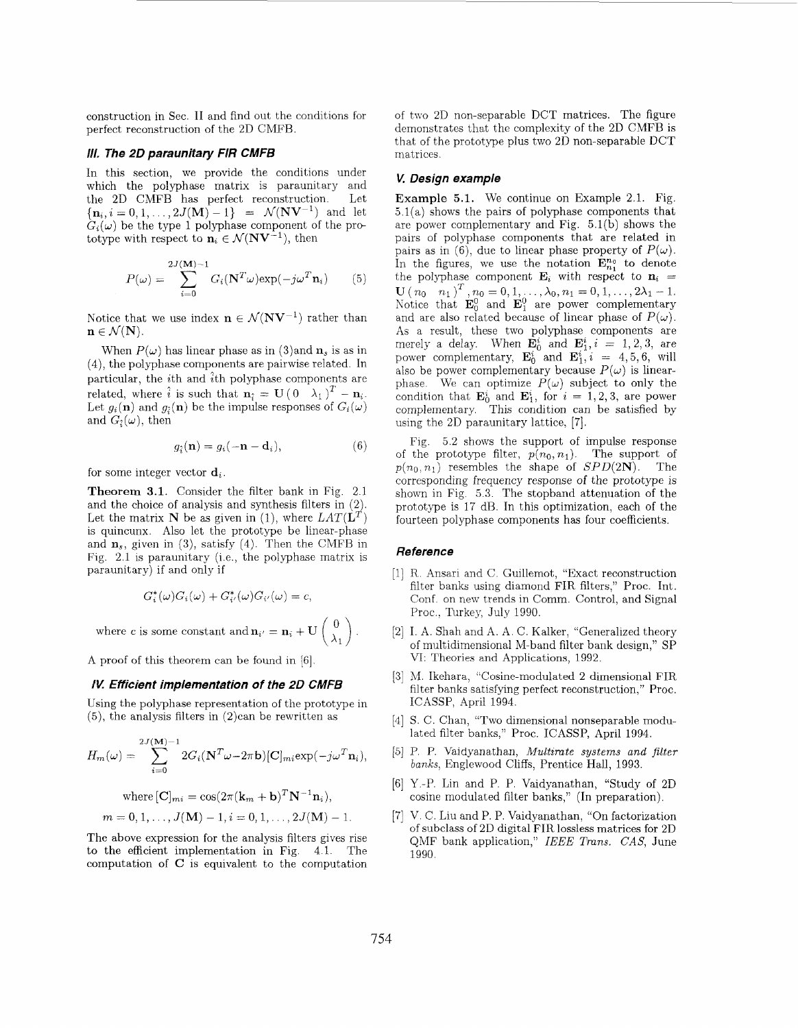construction in Sec. II and find out the conditions for perfect reconstruction of the 2D CMFB.

### III. The 2D paraunitary FIR CMFB

In this section, we provide the conditions under which the polyphase matrix is paraunitary and the 2D CMFB has perfect reconstruction. Let $\{\mathbf{n}_i, i = 0, 1, \ldots, 2J(\mathbf{M})-1\} = \mathcal{N}(\mathbf{N}\mathbf{V}^{-1})$ and let $G_i(\omega)$ be the type 1 polyphase component of the prototype with respect to $\mathbf{n}_i \in \mathcal{N}(\mathbf{N}\mathbf{V}^{-1})$, then

$$P(\omega) = \sum_{i=0}^{2J(\mathbf{M})-1} G_i(\mathbf{N}^T\omega)\exp(-j\omega^T\mathbf{n}_i) \qquad (5)$$

Notice that we use index $\mathbf{n} \in \mathcal{N}(\mathbf{N}\mathbf{V}^{-1})$ rather than $\mathbf{n} \in \mathcal{N}(\mathbf{N})$.

When $P(\omega)$ has linear phase as in (3)and $\mathbf{n}_s$ is as in (4), the polyphase components are pairwise related. In particular, the $i$th and $\hat{i}$th polyphase components are related, where $\hat{i}$ is such that $\mathbf{n}_{\hat{i}} = \mathbf{U}\begin{pmatrix}0 & \lambda_1\end{pmatrix}^T - \mathbf{n}_i$. Let $g_i(\mathbf{n})$ and $g_{\hat{i}}(\mathbf{n})$ be the impulse responses of $G_i(\omega)$ and $G_{\hat{i}}(\omega)$, then

$$g_{\hat{i}}(\mathbf{n}) = g_i(-\mathbf{n} - \mathbf{d}_i), \qquad (6)$$

for some integer vector $\mathbf{d}_i$.

**Theorem 3.1.** Consider the filter bank in Fig. 2.1 and the choice of analysis and synthesis filters in (2). Let the matrix $\mathbf{N}$ be as given in (1), where $LAT(\mathbf{L}^T)$ is quincunx. Also let the prototype be linear-phase and $\mathbf{n}_s$, given in (3), satisfy (4). Then the CMFB in Fig. 2.1 is paraunitary (i.e., the polyphase matrix is paraunitary) if and only if

$$G_i^*(\omega)G_i(\omega) + G_{i'}^*(\omega)G_{i'}(\omega) = c,$$

where $c$ is some constant and $\mathbf{n}_{i'} = \mathbf{n}_i + \mathbf{U}\begin{pmatrix}0\\ \lambda_1\end{pmatrix}$.

A proof of this theorem can be found in [6].

### IV. Efficient implementation of the 2D CMFB

Using the polyphase representation of the prototype in (5), the analysis filters in (2)can be rewritten as

$$H_m(\omega) = \sum_{i=0}^{2J(\mathbf{M})-1} 2G_i(\mathbf{N}^T\omega - 2\pi\mathbf{b})[\mathbf{C}]_{mi}\exp(-j\omega^T\mathbf{n}_i),$$

$$\text{where } [\mathbf{C}]_{mi} = \cos(2\pi(\mathbf{k}_m + \mathbf{b})^T\mathbf{N}^{-1}\mathbf{n}_i),$$

$$m = 0, 1, \ldots, J(\mathbf{M}) - 1, i = 0, 1, \ldots, 2J(\mathbf{M}) - 1.$$

The above expression for the analysis filters gives rise to the efficient implementation in Fig. 4.1. The computation of $\mathbf{C}$ is equivalent to the computation of two 2D non-separable DCT matrices. The figure demonstrates that the complexity of the 2D CMFB is that of the prototype plus two 2D non-separable DCT matrices.

### V. Design example

**Example 5.1.** We continue on Example 2.1. Fig. 5.1(a) shows the pairs of polyphase components that are power complementary and Fig. 5.1(b) shows the pairs of polyphase components that are related in pairs as in (6), due to linear phase property of $P(\omega)$. In the figures, we use the notation $\mathbf{E}_{n_1}^{n_0}$ to denote the polyphase component $\mathbf{E}_i$ with respect to $\mathbf{n}_i = \mathbf{U}\begin{pmatrix}n_0 & n_1\end{pmatrix}^T, n_0 = 0, 1, \ldots, \lambda_0, n_1 = 0, 1, \ldots, 2\lambda_1 - 1$. Notice that $\mathbf{E}_0^0$ and $\mathbf{E}_1^0$ are power complementary and are also related because of linear phase of $P(\omega)$. As a result, these two polyphase components are merely a delay. When $\mathbf{E}_0^i$ and $\mathbf{E}_1^i, i = 1, 2, 3$, are power complementary, $\mathbf{E}_0^i$ and $\mathbf{E}_1^i, i = 4, 5, 6$, will also be power complementary because $P(\omega)$ is linear-phase. We can optimize $P(\omega)$ subject to only the condition that $\mathbf{E}_0^i$ and $\mathbf{E}_1^i$, for $i = 1, 2, 3$, are power complementary. This condition can be satisfied by using the 2D paraunitary lattice, [7].

Fig. 5.2 shows the support of impulse response of the prototype filter, $p(n_0, n_1)$. The support of $p(n_0, n_1)$ resembles the shape of $SPD(2\mathbf{N})$. The corresponding frequency response of the prototype is shown in Fig. 5.3. The stopband attenuation of the prototype is 17 dB. In this optimization, each of the fourteen polyphase components has four coefficients.

### Reference

[1] R. Ansari and C. Guillemot, "Exact reconstruction filter banks using diamond FIR filters," Proc. Int. Conf. on new trends in Comm. Control, and Signal Proc., Turkey, July 1990.

[2] I. A. Shah and A. A. C. Kalker, "Generalized theory of multidimensional M-band filter bank design," SP VI: Theories and Applications, 1992.

[3] M. Ikehara, "Cosine-modulated 2 dimensional FIR filter banks satisfying perfect reconstruction," Proc. ICASSP, April 1994.

[4] S. C. Chan, "Two dimensional nonseparable modulated filter banks," Proc. ICASSP, April 1994.

[5] P. P. Vaidyanathan, *Multirate systems and filter banks*, Englewood Cliffs, Prentice Hall, 1993.

[6] Y.-P. Lin and P. P. Vaidyanathan, "Study of 2D cosine modulated filter banks," (In preparation).

[7] V. C. Liu and P. P. Vaidyanathan, "On factorization of subclass of 2D digital FIR lossless matrices for 2D QMF bank application," *IEEE Trans. CAS*, June 1990.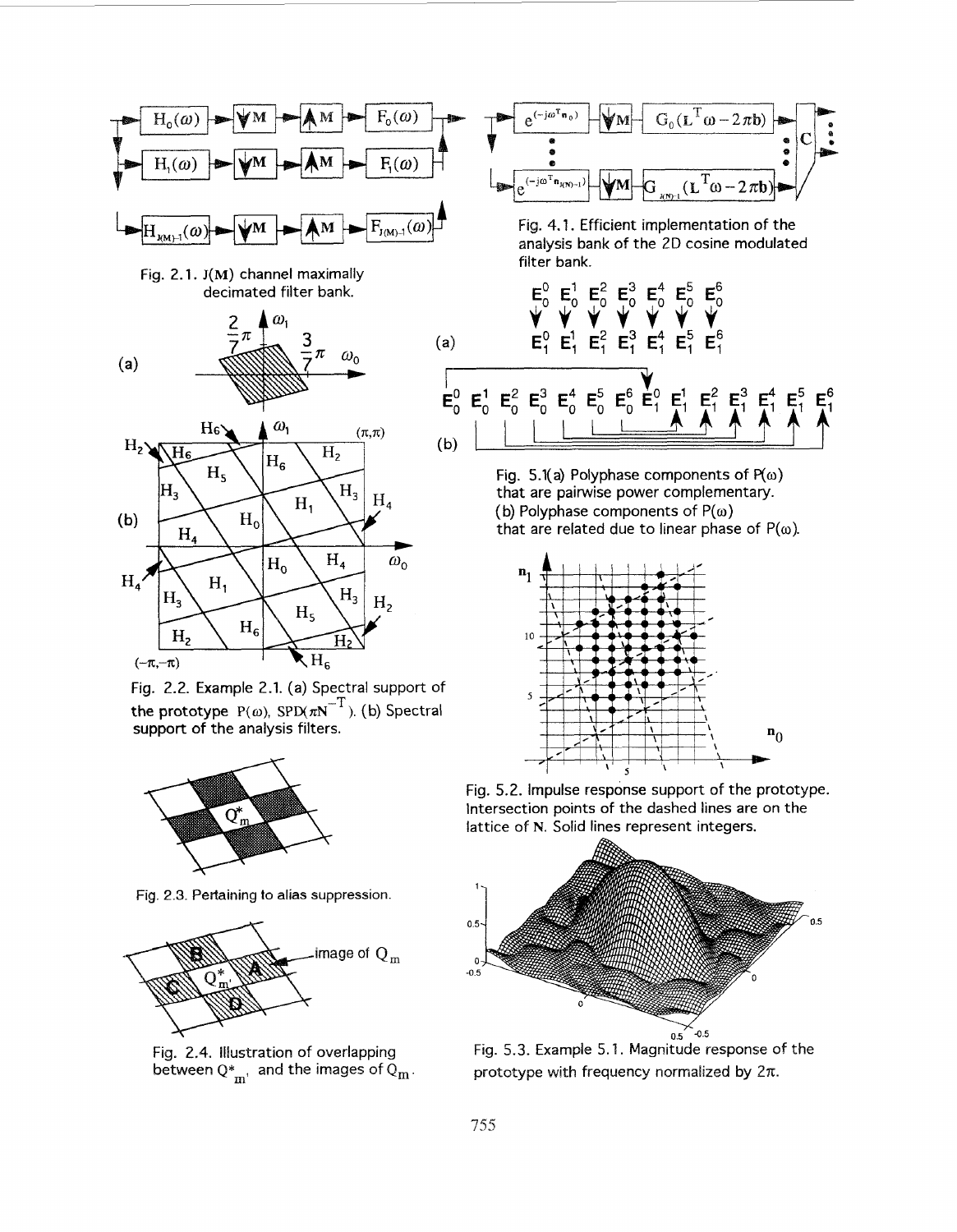Fig. 2.1. J(**M**) channel maximally decimated filter bank.

Fig. 2.2. Example 2.1. (a) Spectral support of the prototype $P(\omega)$, $SPD(\pi \mathbf{N}^{-T})$. (b) Spectral support of the analysis filters.

Fig. 2.3. Pertaining to alias suppression.

Fig. 2.4. Illustration of overlapping between $Q^*_{m'}$ and the images of $Q_m$.

Fig. 4.1. Efficient implementation of the analysis bank of the 2D cosine modulated filter bank.

Fig. 5.1(a) Polyphase components of $P(\omega)$ that are pairwise power complementary.
(b) Polyphase components of $P(\omega)$ that are related due to linear phase of $P(\omega)$.

Fig. 5.2. Impulse response support of the prototype. Intersection points of the dashed lines are on the lattice of **N**. Solid lines represent integers.

Fig. 5.3. Example 5.1. Magnitude response of the prototype with frequency normalized by $2\pi$.